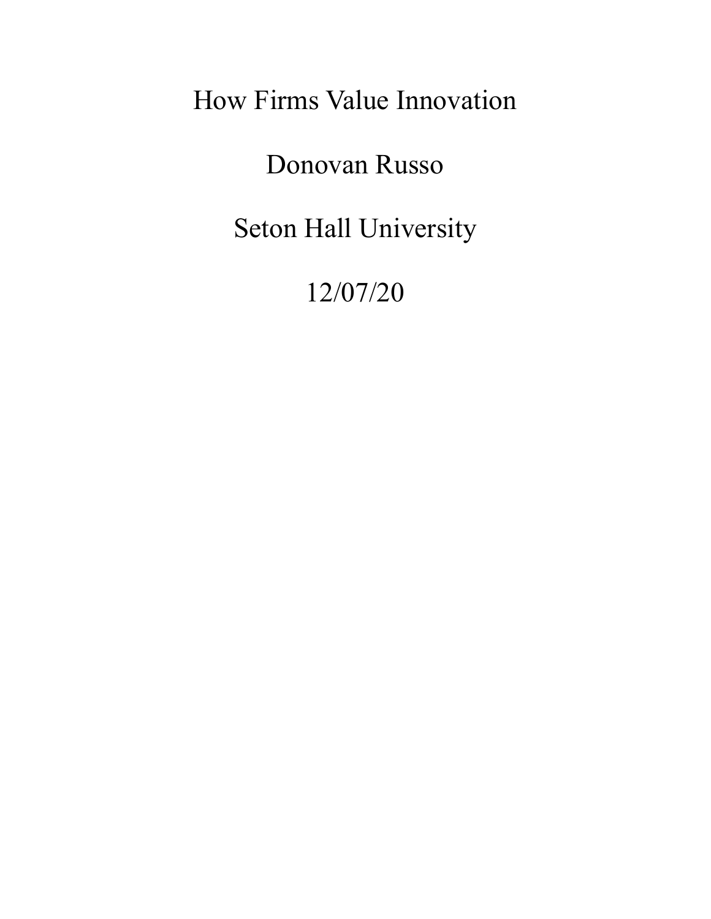# How Firms Value Innovation

Donovan Russo

Seton Hall University

12/07/20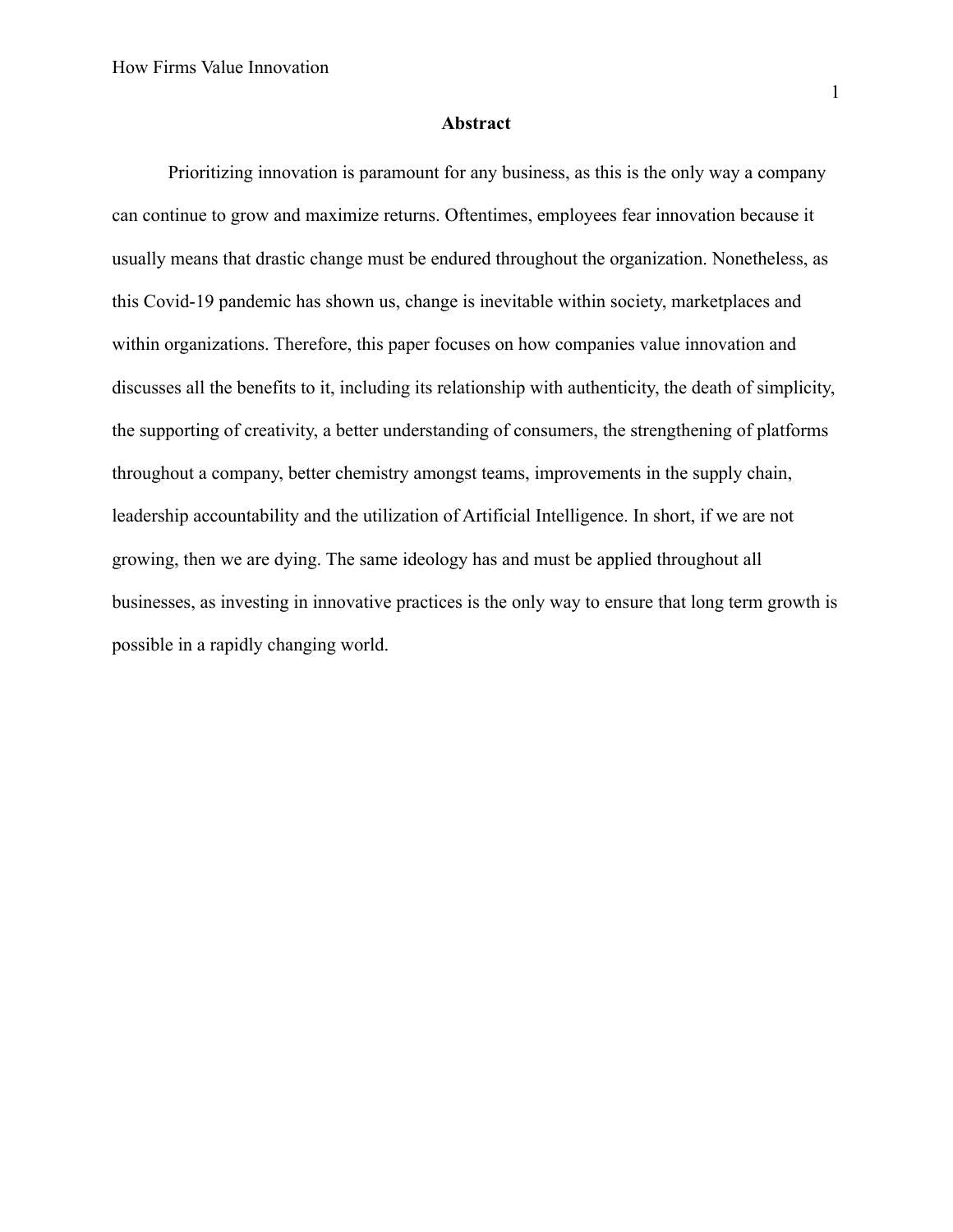## Abstract

Prioritizing innovation is paramount for any business, as this is the only way a company can continue to grow and maximize returns. Oftentimes, employees fear innovation because it usually means that drastic change must be endured throughout the organization. Nonetheless, as this Covid-19 pandemic has shown us, change is inevitable within society, marketplaces and within organizations. Therefore, this paper focuses on how companies value innovation and discusses all the benefits to it, including its relationship with authenticity, the death of simplicity, the supporting of creativity, a better understanding of consumers, the strengthening of platforms throughout a company, better chemistry amongst teams, improvements in the supply chain, leadership accountability and the utilization of Artificial Intelligence. In short, if we are not growing, then we are dying. The same ideology has and must be applied throughout all businesses, as investing in innovative practices is the only way to ensure that long term growth is possible in a rapidly changing world.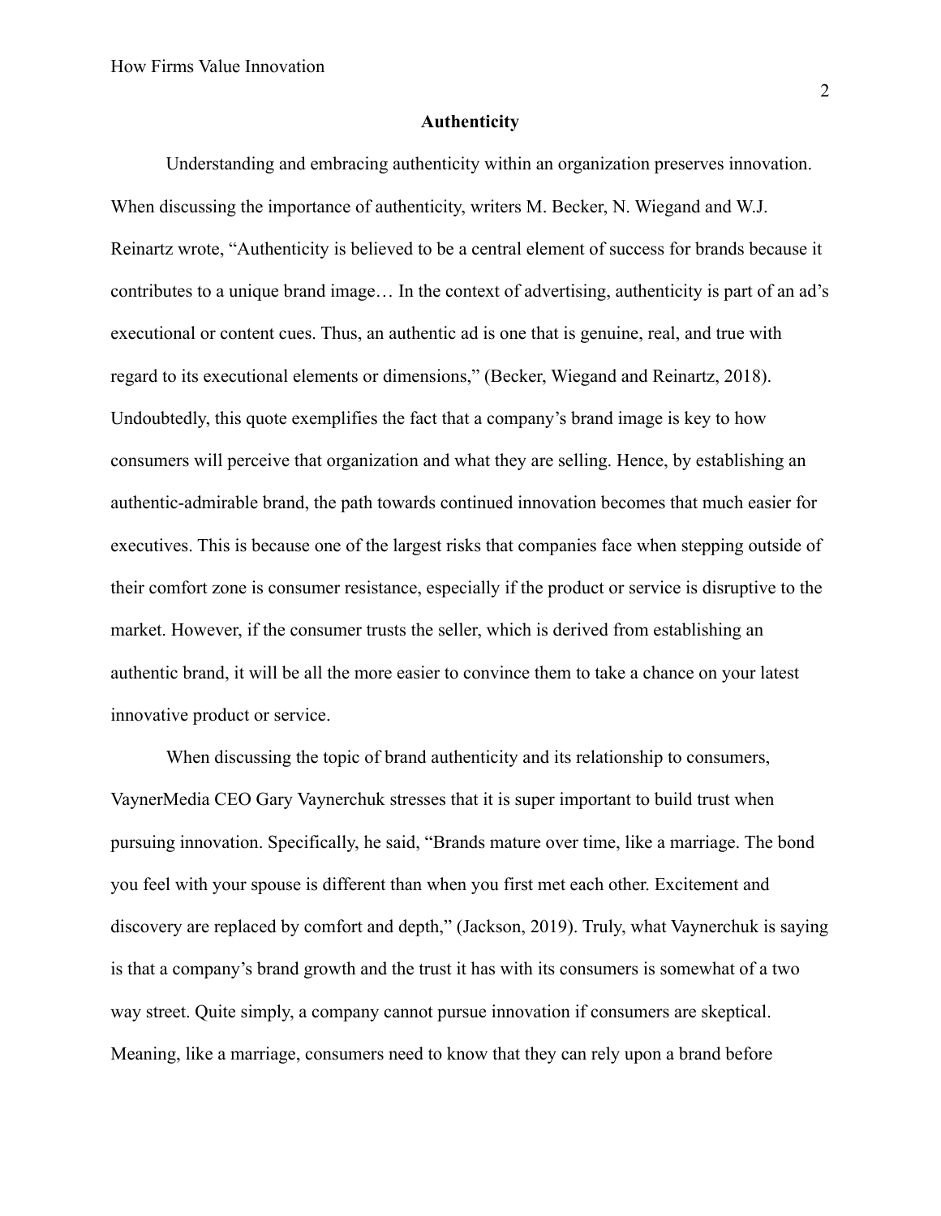## Authenticity

Understanding and embracing authenticity within an organization preserves innovation. When discussing the importance of authenticity, writers M. Becker, N. Wiegand and W.J. Reinartz wrote, "Authenticity is believed to be a central element of success for brands because it contributes to a unique brand image… In the context of advertising, authenticity is part of an ad's executional or content cues. Thus, an authentic ad is one that is genuine, real, and true with regard to its executional elements or dimensions," (Becker, Wiegand and Reinartz, 2018). Undoubtedly, this quote exemplifies the fact that a company's brand image is key to how consumers will perceive that organization and what they are selling. Hence, by establishing an authentic-admirable brand, the path towards continued innovation becomes that much easier for executives. This is because one of the largest risks that companies face when stepping outside of their comfort zone is consumer resistance, especially if the product or service is disruptive to the market. However, if the consumer trusts the seller, which is derived from establishing an authentic brand, it will be all the more easier to convince them to take a chance on your latest innovative product or service.

When discussing the topic of brand authenticity and its relationship to consumers, VaynerMedia CEO Gary Vaynerchuk stresses that it is super important to build trust when pursuing innovation. Specifically, he said, "Brands mature over time, like a marriage. The bond you feel with your spouse is different than when you first met each other. Excitement and discovery are replaced by comfort and depth," (Jackson, 2019). Truly, what Vaynerchuk is saying is that a company's brand growth and the trust it has with its consumers is somewhat of a two way street. Quite simply, a company cannot pursue innovation if consumers are skeptical. Meaning, like a marriage, consumers need to know that they can rely upon a brand before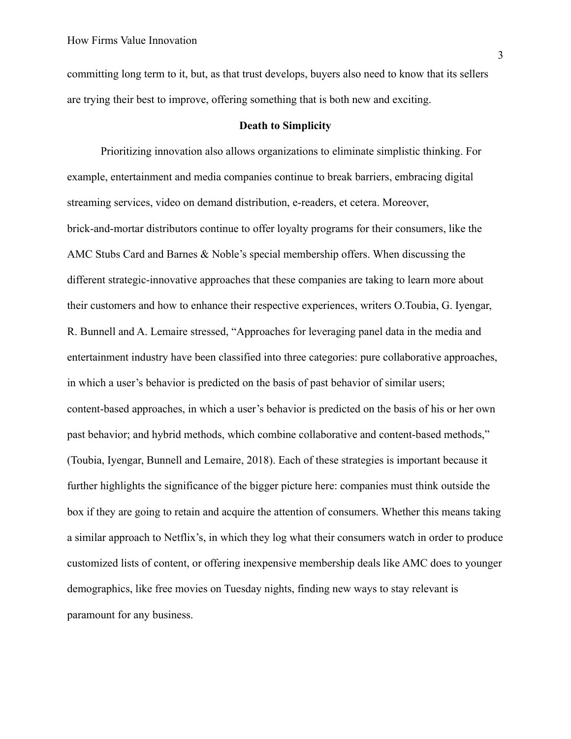committing long term to it, but, as that trust develops, buyers also need to know that its sellers are trying their best to improve, offering something that is both new and exciting.

## Death to Simplicity

Prioritizing innovation also allows organizations to eliminate simplistic thinking. For example, entertainment and media companies continue to break barriers, embracing digital streaming services, video on demand distribution, e-readers, et cetera. Moreover, brick-and-mortar distributors continue to offer loyalty programs for their consumers, like the AMC Stubs Card and Barnes & Noble's special membership offers. When discussing the different strategic-innovative approaches that these companies are taking to learn more about their customers and how to enhance their respective experiences, writers O.Toubia, G. Iyengar, R. Bunnell and A. Lemaire stressed, "Approaches for leveraging panel data in the media and entertainment industry have been classified into three categories: pure collaborative approaches, in which a user's behavior is predicted on the basis of past behavior of similar users; content-based approaches, in which a user's behavior is predicted on the basis of his or her own past behavior; and hybrid methods, which combine collaborative and content-based methods," (Toubia, Iyengar, Bunnell and Lemaire, 2018). Each of these strategies is important because it further highlights the significance of the bigger picture here: companies must think outside the box if they are going to retain and acquire the attention of consumers. Whether this means taking a similar approach to Netflix's, in which they log what their consumers watch in order to produce customized lists of content, or offering inexpensive membership deals like AMC does to younger demographics, like free movies on Tuesday nights, finding new ways to stay relevant is paramount for any business.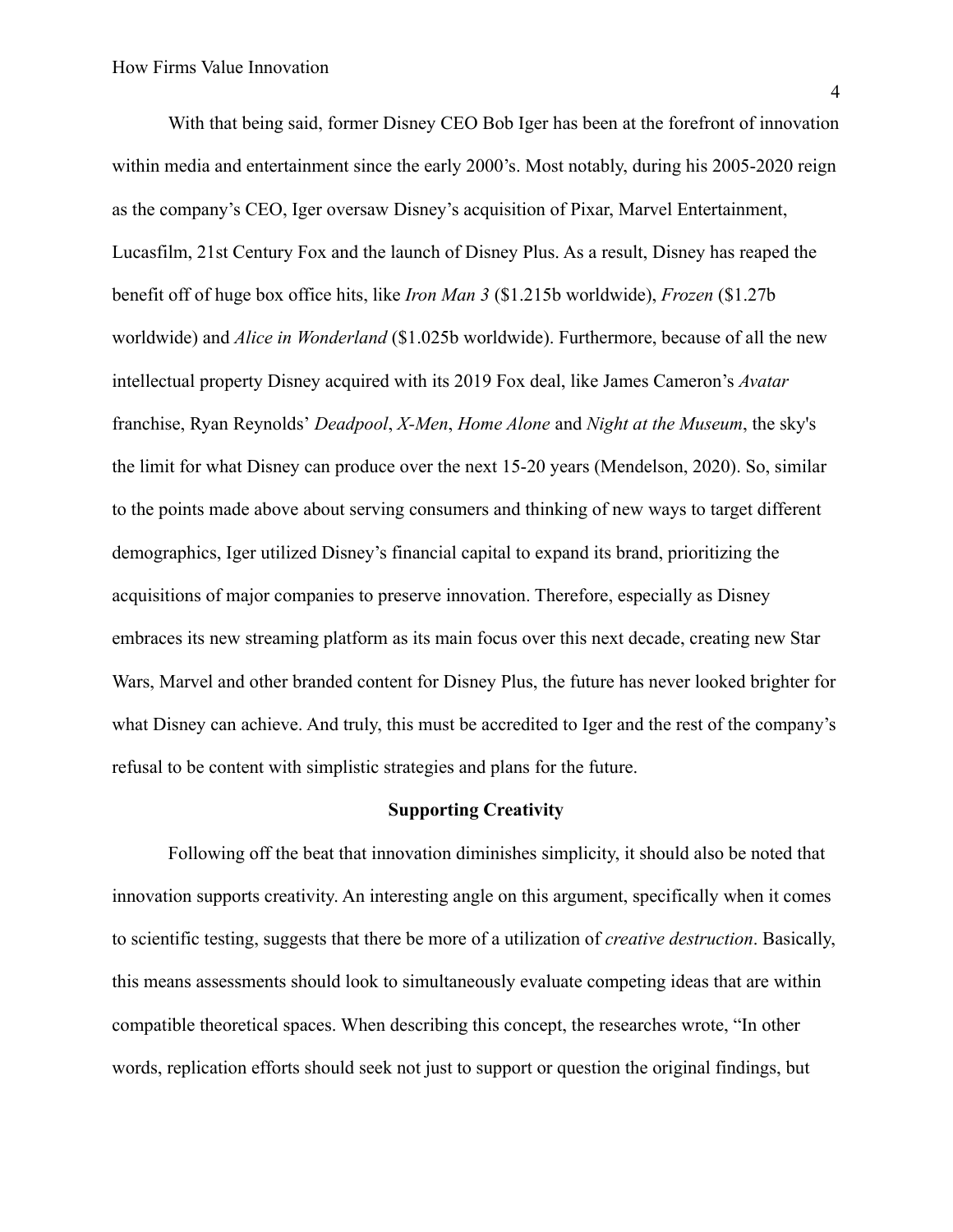With that being said, former Disney CEO Bob Iger has been at the forefront of innovation within media and entertainment since the early 2000's. Most notably, during his 2005-2020 reign as the company's CEO, Iger oversaw Disney's acquisition of Pixar, Marvel Entertainment, Lucasfilm, 21st Century Fox and the launch of Disney Plus. As a result, Disney has reaped the benefit off of huge box office hits, like *Iron Man 3* ($1.215b worldwide), *Frozen* ($1.27b worldwide) and *Alice in Wonderland* ($1.025b worldwide). Furthermore, because of all the new intellectual property Disney acquired with its 2019 Fox deal, like James Cameron's *Avatar* franchise, Ryan Reynolds' *Deadpool*, *X-Men*, *Home Alone* and *Night at the Museum*, the sky's the limit for what Disney can produce over the next 15-20 years (Mendelson, 2020). So, similar to the points made above about serving consumers and thinking of new ways to target different demographics, Iger utilized Disney's financial capital to expand its brand, prioritizing the acquisitions of major companies to preserve innovation. Therefore, especially as Disney embraces its new streaming platform as its main focus over this next decade, creating new Star Wars, Marvel and other branded content for Disney Plus, the future has never looked brighter for what Disney can achieve. And truly, this must be accredited to Iger and the rest of the company's refusal to be content with simplistic strategies and plans for the future.

## Supporting Creativity

Following off the beat that innovation diminishes simplicity, it should also be noted that innovation supports creativity. An interesting angle on this argument, specifically when it comes to scientific testing, suggests that there be more of a utilization of *creative destruction*. Basically, this means assessments should look to simultaneously evaluate competing ideas that are within compatible theoretical spaces. When describing this concept, the researches wrote, "In other words, replication efforts should seek not just to support or question the original findings, but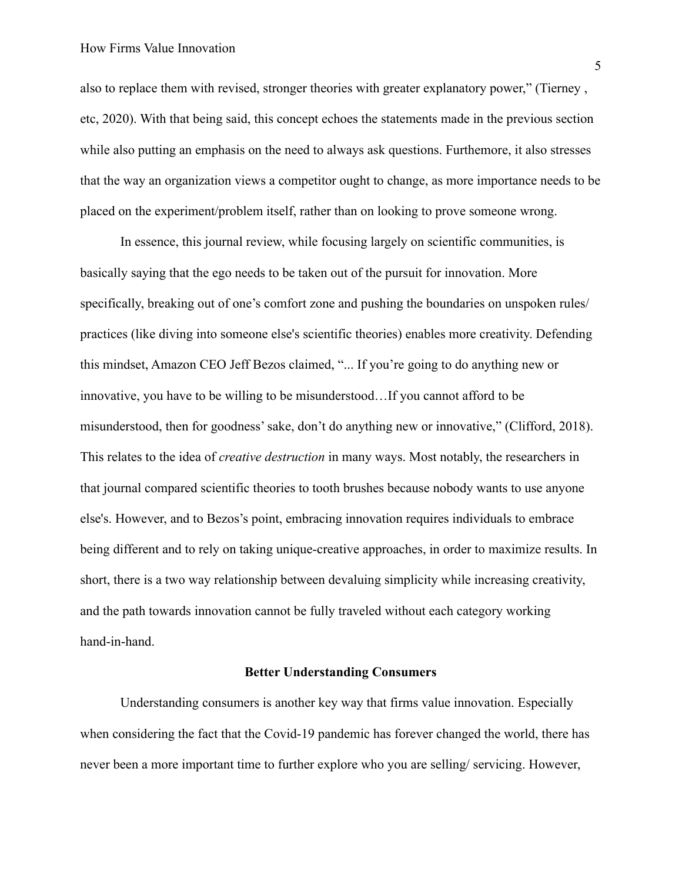also to replace them with revised, stronger theories with greater explanatory power," (Tierney , etc, 2020). With that being said, this concept echoes the statements made in the previous section while also putting an emphasis on the need to always ask questions. Furthemore, it also stresses that the way an organization views a competitor ought to change, as more importance needs to be placed on the experiment/problem itself, rather than on looking to prove someone wrong.

In essence, this journal review, while focusing largely on scientific communities, is basically saying that the ego needs to be taken out of the pursuit for innovation. More specifically, breaking out of one's comfort zone and pushing the boundaries on unspoken rules/ practices (like diving into someone else's scientific theories) enables more creativity. Defending this mindset, Amazon CEO Jeff Bezos claimed, "... If you're going to do anything new or innovative, you have to be willing to be misunderstood…If you cannot afford to be misunderstood, then for goodness' sake, don't do anything new or innovative," (Clifford, 2018). This relates to the idea of *creative destruction* in many ways. Most notably, the researchers in that journal compared scientific theories to tooth brushes because nobody wants to use anyone else's. However, and to Bezos's point, embracing innovation requires individuals to embrace being different and to rely on taking unique-creative approaches, in order to maximize results. In short, there is a two way relationship between devaluing simplicity while increasing creativity, and the path towards innovation cannot be fully traveled without each category working hand-in-hand.

## Better Understanding Consumers

Understanding consumers is another key way that firms value innovation. Especially when considering the fact that the Covid-19 pandemic has forever changed the world, there has never been a more important time to further explore who you are selling/ servicing. However,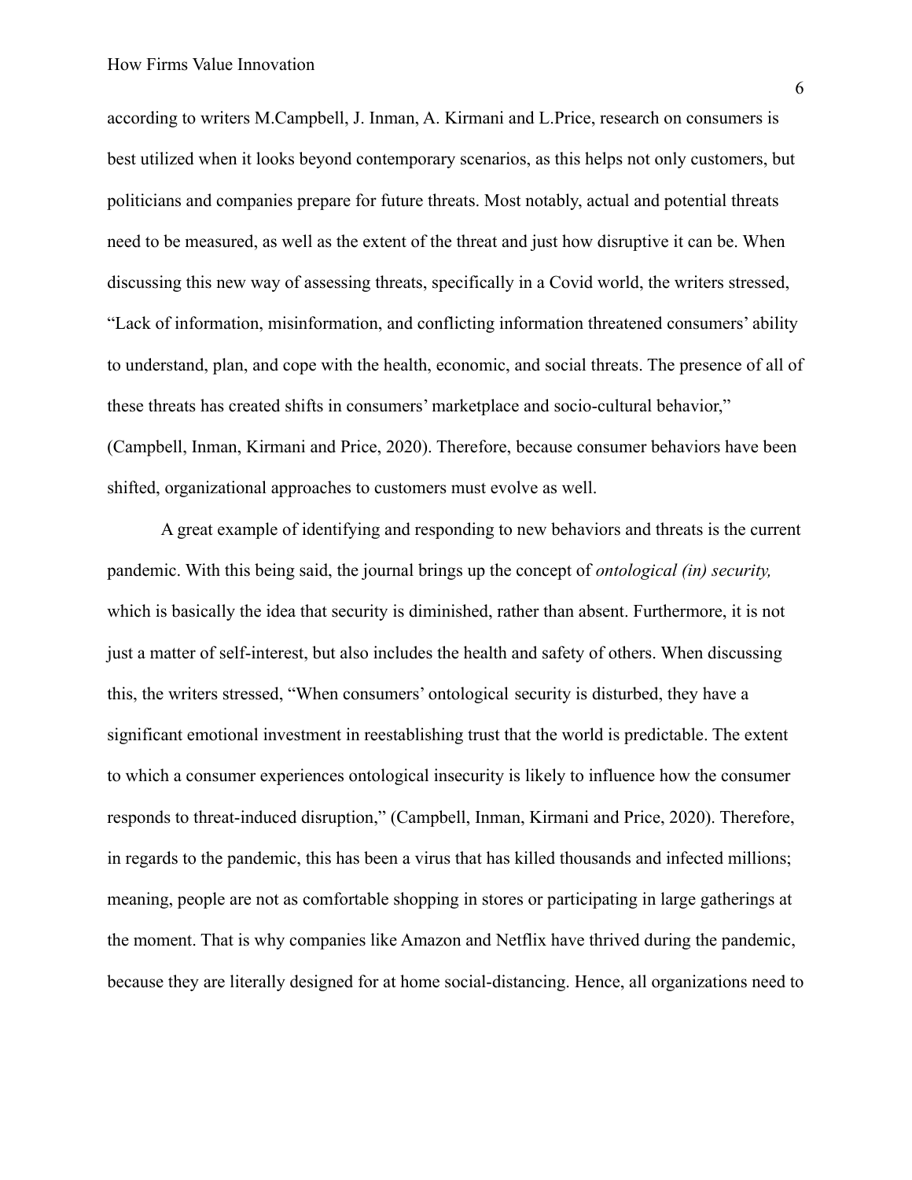according to writers M.Campbell, J. Inman, A. Kirmani and L.Price, research on consumers is best utilized when it looks beyond contemporary scenarios, as this helps not only customers, but politicians and companies prepare for future threats. Most notably, actual and potential threats need to be measured, as well as the extent of the threat and just how disruptive it can be. When discussing this new way of assessing threats, specifically in a Covid world, the writers stressed, "Lack of information, misinformation, and conflicting information threatened consumers' ability to understand, plan, and cope with the health, economic, and social threats. The presence of all of these threats has created shifts in consumers' marketplace and socio-cultural behavior," (Campbell, Inman, Kirmani and Price, 2020). Therefore, because consumer behaviors have been shifted, organizational approaches to customers must evolve as well.

A great example of identifying and responding to new behaviors and threats is the current pandemic. With this being said, the journal brings up the concept of *ontological (in) security,* which is basically the idea that security is diminished, rather than absent. Furthermore, it is not just a matter of self-interest, but also includes the health and safety of others. When discussing this, the writers stressed, "When consumers' ontological security is disturbed, they have a significant emotional investment in reestablishing trust that the world is predictable. The extent to which a consumer experiences ontological insecurity is likely to influence how the consumer responds to threat-induced disruption," (Campbell, Inman, Kirmani and Price, 2020). Therefore, in regards to the pandemic, this has been a virus that has killed thousands and infected millions; meaning, people are not as comfortable shopping in stores or participating in large gatherings at the moment. That is why companies like Amazon and Netflix have thrived during the pandemic, because they are literally designed for at home social-distancing. Hence, all organizations need to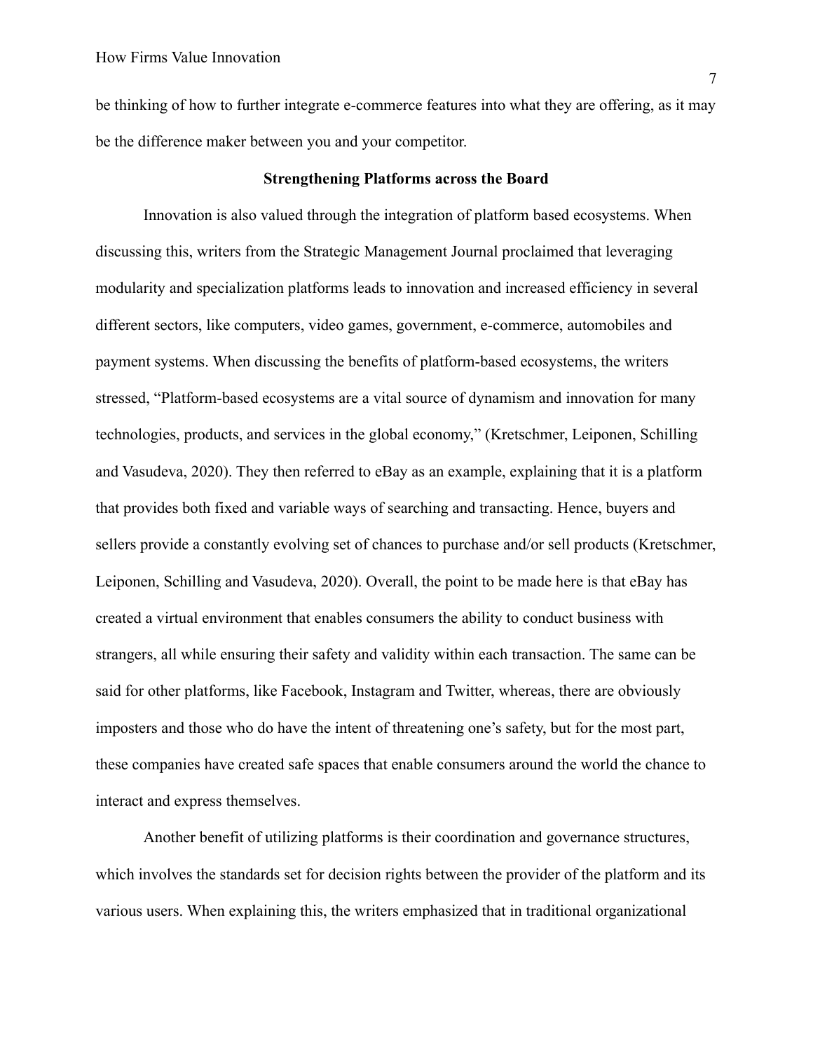be thinking of how to further integrate e-commerce features into what they are offering, as it may be the difference maker between you and your competitor.

## Strengthening Platforms across the Board

Innovation is also valued through the integration of platform based ecosystems. When discussing this, writers from the Strategic Management Journal proclaimed that leveraging modularity and specialization platforms leads to innovation and increased efficiency in several different sectors, like computers, video games, government, e-commerce, automobiles and payment systems. When discussing the benefits of platform-based ecosystems, the writers stressed, “Platform-based ecosystems are a vital source of dynamism and innovation for many technologies, products, and services in the global economy,” (Kretschmer, Leiponen, Schilling and Vasudeva, 2020). They then referred to eBay as an example, explaining that it is a platform that provides both fixed and variable ways of searching and transacting. Hence, buyers and sellers provide a constantly evolving set of chances to purchase and/or sell products (Kretschmer, Leiponen, Schilling and Vasudeva, 2020). Overall, the point to be made here is that eBay has created a virtual environment that enables consumers the ability to conduct business with strangers, all while ensuring their safety and validity within each transaction. The same can be said for other platforms, like Facebook, Instagram and Twitter, whereas, there are obviously imposters and those who do have the intent of threatening one’s safety, but for the most part, these companies have created safe spaces that enable consumers around the world the chance to interact and express themselves.

Another benefit of utilizing platforms is their coordination and governance structures, which involves the standards set for decision rights between the provider of the platform and its various users. When explaining this, the writers emphasized that in traditional organizational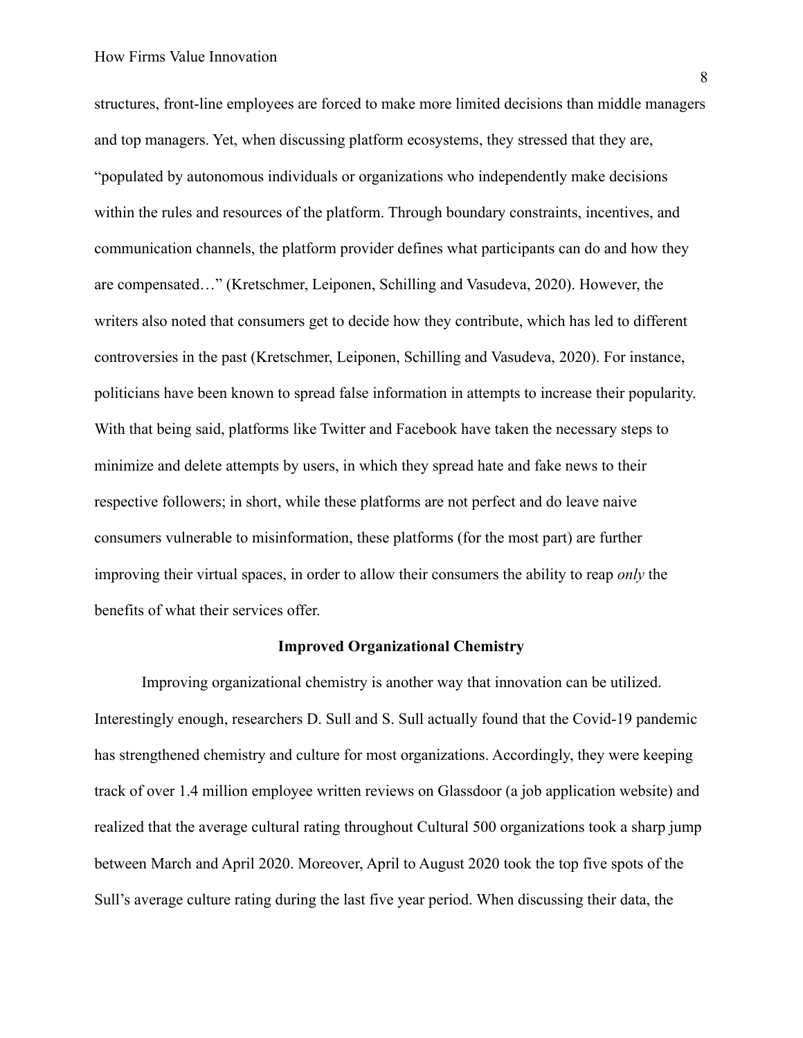structures, front-line employees are forced to make more limited decisions than middle managers and top managers. Yet, when discussing platform ecosystems, they stressed that they are, "populated by autonomous individuals or organizations who independently make decisions within the rules and resources of the platform. Through boundary constraints, incentives, and communication channels, the platform provider defines what participants can do and how they are compensated…" (Kretschmer, Leiponen, Schilling and Vasudeva, 2020). However, the writers also noted that consumers get to decide how they contribute, which has led to different controversies in the past (Kretschmer, Leiponen, Schilling and Vasudeva, 2020). For instance, politicians have been known to spread false information in attempts to increase their popularity. With that being said, platforms like Twitter and Facebook have taken the necessary steps to minimize and delete attempts by users, in which they spread hate and fake news to their respective followers; in short, while these platforms are not perfect and do leave naive consumers vulnerable to misinformation, these platforms (for the most part) are further improving their virtual spaces, in order to allow their consumers the ability to reap *only* the benefits of what their services offer.

**Improved Organizational Chemistry**

Improving organizational chemistry is another way that innovation can be utilized. Interestingly enough, researchers D. Sull and S. Sull actually found that the Covid-19 pandemic has strengthened chemistry and culture for most organizations. Accordingly, they were keeping track of over 1.4 million employee written reviews on Glassdoor (a job application website) and realized that the average cultural rating throughout Cultural 500 organizations took a sharp jump between March and April 2020. Moreover, April to August 2020 took the top five spots of the Sull's average culture rating during the last five year period. When discussing their data, the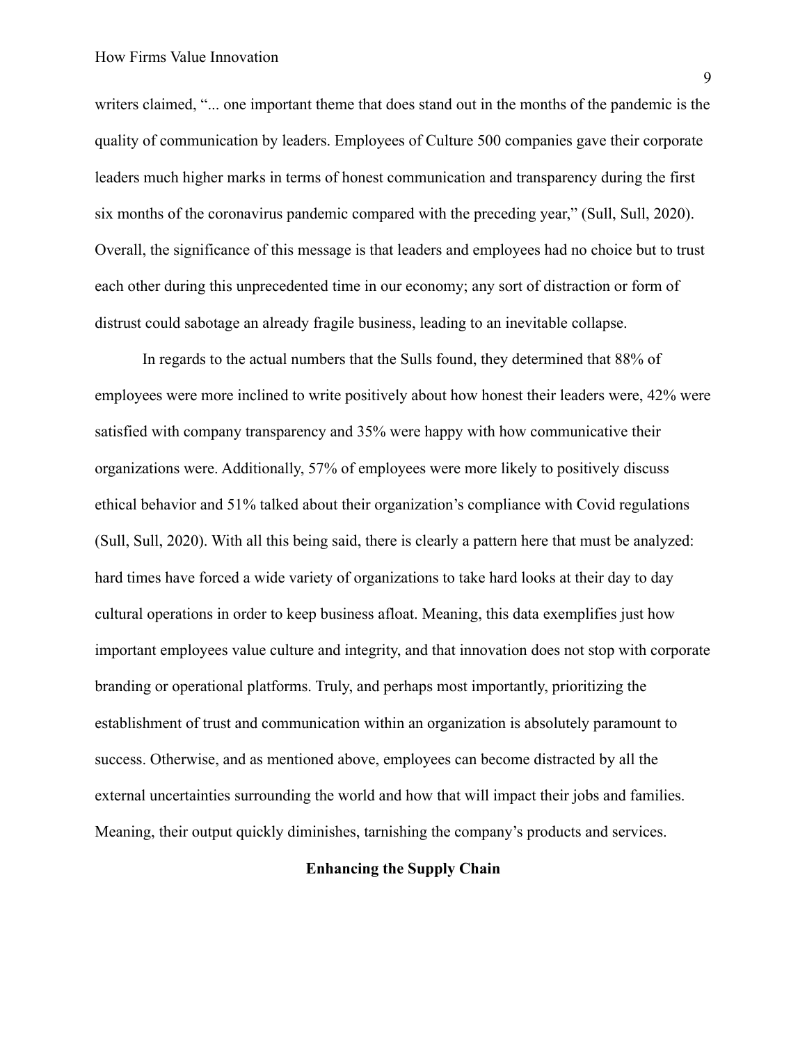writers claimed, "... one important theme that does stand out in the months of the pandemic is the quality of communication by leaders. Employees of Culture 500 companies gave their corporate leaders much higher marks in terms of honest communication and transparency during the first six months of the coronavirus pandemic compared with the preceding year," (Sull, Sull, 2020). Overall, the significance of this message is that leaders and employees had no choice but to trust each other during this unprecedented time in our economy; any sort of distraction or form of distrust could sabotage an already fragile business, leading to an inevitable collapse.

In regards to the actual numbers that the Sulls found, they determined that 88% of employees were more inclined to write positively about how honest their leaders were, 42% were satisfied with company transparency and 35% were happy with how communicative their organizations were. Additionally, 57% of employees were more likely to positively discuss ethical behavior and 51% talked about their organization's compliance with Covid regulations (Sull, Sull, 2020). With all this being said, there is clearly a pattern here that must be analyzed: hard times have forced a wide variety of organizations to take hard looks at their day to day cultural operations in order to keep business afloat. Meaning, this data exemplifies just how important employees value culture and integrity, and that innovation does not stop with corporate branding or operational platforms. Truly, and perhaps most importantly, prioritizing the establishment of trust and communication within an organization is absolutely paramount to success. Otherwise, and as mentioned above, employees can become distracted by all the external uncertainties surrounding the world and how that will impact their jobs and families. Meaning, their output quickly diminishes, tarnishing the company's products and services.

## Enhancing the Supply Chain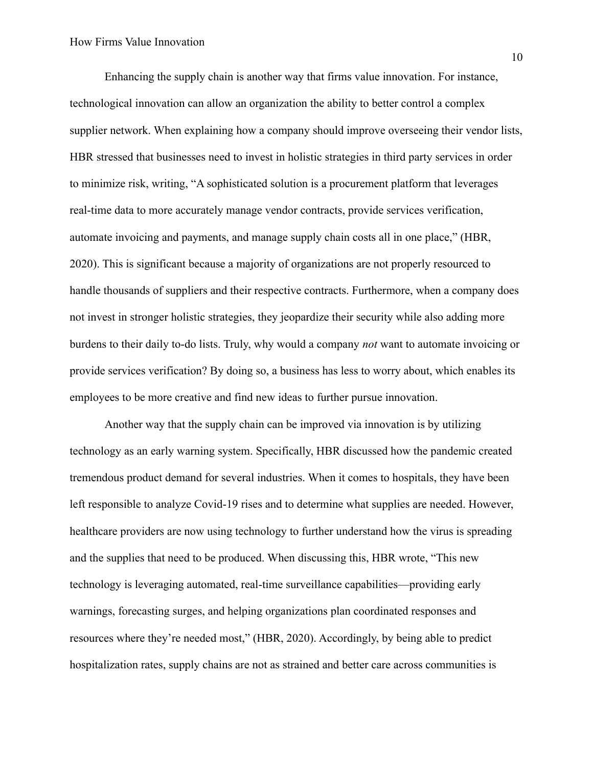Enhancing the supply chain is another way that firms value innovation. For instance, technological innovation can allow an organization the ability to better control a complex supplier network. When explaining how a company should improve overseeing their vendor lists, HBR stressed that businesses need to invest in holistic strategies in third party services in order to minimize risk, writing, "A sophisticated solution is a procurement platform that leverages real-time data to more accurately manage vendor contracts, provide services verification, automate invoicing and payments, and manage supply chain costs all in one place," (HBR, 2020). This is significant because a majority of organizations are not properly resourced to handle thousands of suppliers and their respective contracts. Furthermore, when a company does not invest in stronger holistic strategies, they jeopardize their security while also adding more burdens to their daily to-do lists. Truly, why would a company *not* want to automate invoicing or provide services verification? By doing so, a business has less to worry about, which enables its employees to be more creative and find new ideas to further pursue innovation.

Another way that the supply chain can be improved via innovation is by utilizing technology as an early warning system. Specifically, HBR discussed how the pandemic created tremendous product demand for several industries. When it comes to hospitals, they have been left responsible to analyze Covid-19 rises and to determine what supplies are needed. However, healthcare providers are now using technology to further understand how the virus is spreading and the supplies that need to be produced. When discussing this, HBR wrote, "This new technology is leveraging automated, real-time surveillance capabilities—providing early warnings, forecasting surges, and helping organizations plan coordinated responses and resources where they're needed most," (HBR, 2020). Accordingly, by being able to predict hospitalization rates, supply chains are not as strained and better care across communities is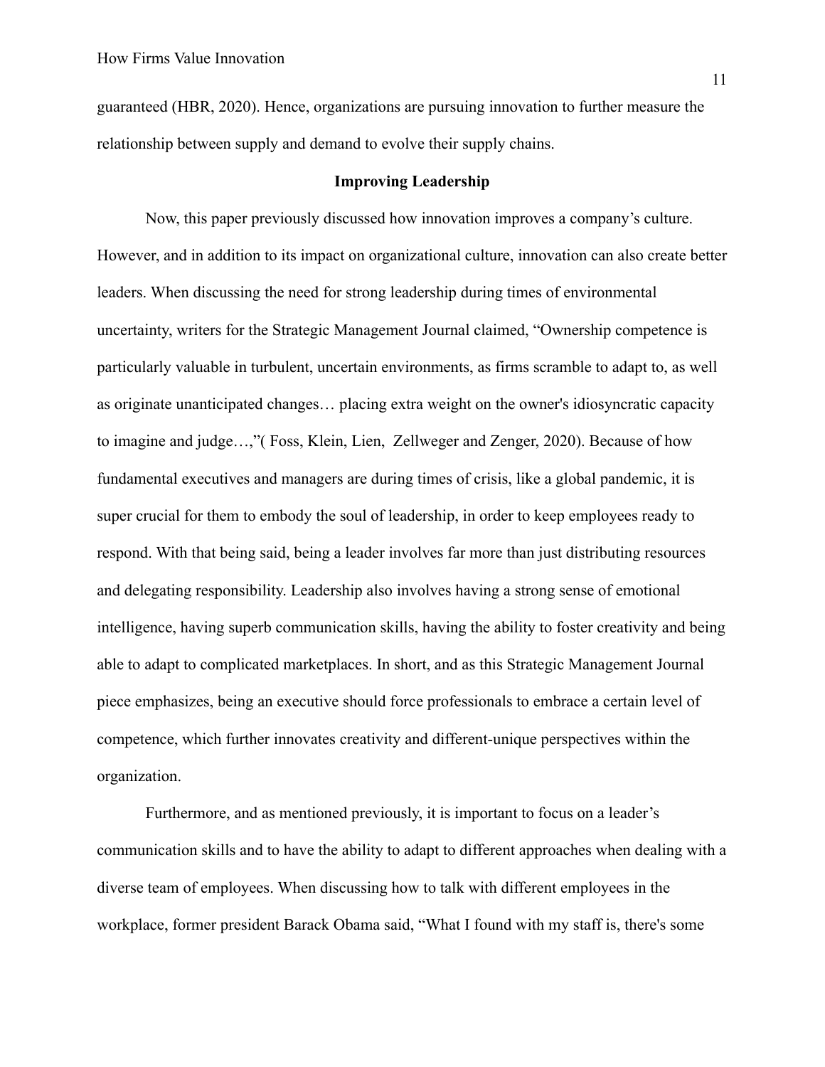guaranteed (HBR, 2020). Hence, organizations are pursuing innovation to further measure the relationship between supply and demand to evolve their supply chains.

**Improving Leadership**

Now, this paper previously discussed how innovation improves a company's culture. However, and in addition to its impact on organizational culture, innovation can also create better leaders. When discussing the need for strong leadership during times of environmental uncertainty, writers for the Strategic Management Journal claimed, "Ownership competence is particularly valuable in turbulent, uncertain environments, as firms scramble to adapt to, as well as originate unanticipated changes… placing extra weight on the owner's idiosyncratic capacity to imagine and judge…,"( Foss, Klein, Lien,  Zellweger and Zenger, 2020). Because of how fundamental executives and managers are during times of crisis, like a global pandemic, it is super crucial for them to embody the soul of leadership, in order to keep employees ready to respond. With that being said, being a leader involves far more than just distributing resources and delegating responsibility. Leadership also involves having a strong sense of emotional intelligence, having superb communication skills, having the ability to foster creativity and being able to adapt to complicated marketplaces. In short, and as this Strategic Management Journal piece emphasizes, being an executive should force professionals to embrace a certain level of competence, which further innovates creativity and different-unique perspectives within the organization.

Furthermore, and as mentioned previously, it is important to focus on a leader's communication skills and to have the ability to adapt to different approaches when dealing with a diverse team of employees. When discussing how to talk with different employees in the workplace, former president Barack Obama said, "What I found with my staff is, there's some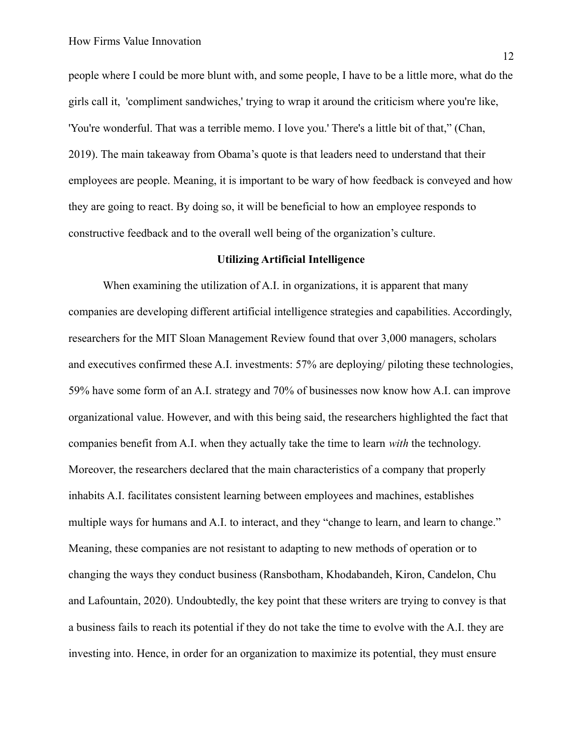people where I could be more blunt with, and some people, I have to be a little more, what do the girls call it, 'compliment sandwiches,' trying to wrap it around the criticism where you're like, 'You're wonderful. That was a terrible memo. I love you.' There's a little bit of that," (Chan, 2019). The main takeaway from Obama's quote is that leaders need to understand that their employees are people. Meaning, it is important to be wary of how feedback is conveyed and how they are going to react. By doing so, it will be beneficial to how an employee responds to constructive feedback and to the overall well being of the organization's culture.

## Utilizing Artificial Intelligence

When examining the utilization of A.I. in organizations, it is apparent that many companies are developing different artificial intelligence strategies and capabilities. Accordingly, researchers for the MIT Sloan Management Review found that over 3,000 managers, scholars and executives confirmed these A.I. investments: 57% are deploying/ piloting these technologies, 59% have some form of an A.I. strategy and 70% of businesses now know how A.I. can improve organizational value. However, and with this being said, the researchers highlighted the fact that companies benefit from A.I. when they actually take the time to learn *with* the technology. Moreover, the researchers declared that the main characteristics of a company that properly inhabits A.I. facilitates consistent learning between employees and machines, establishes multiple ways for humans and A.I. to interact, and they "change to learn, and learn to change." Meaning, these companies are not resistant to adapting to new methods of operation or to changing the ways they conduct business (Ransbotham, Khodabandeh, Kiron, Candelon, Chu and Lafountain, 2020). Undoubtedly, the key point that these writers are trying to convey is that a business fails to reach its potential if they do not take the time to evolve with the A.I. they are investing into. Hence, in order for an organization to maximize its potential, they must ensure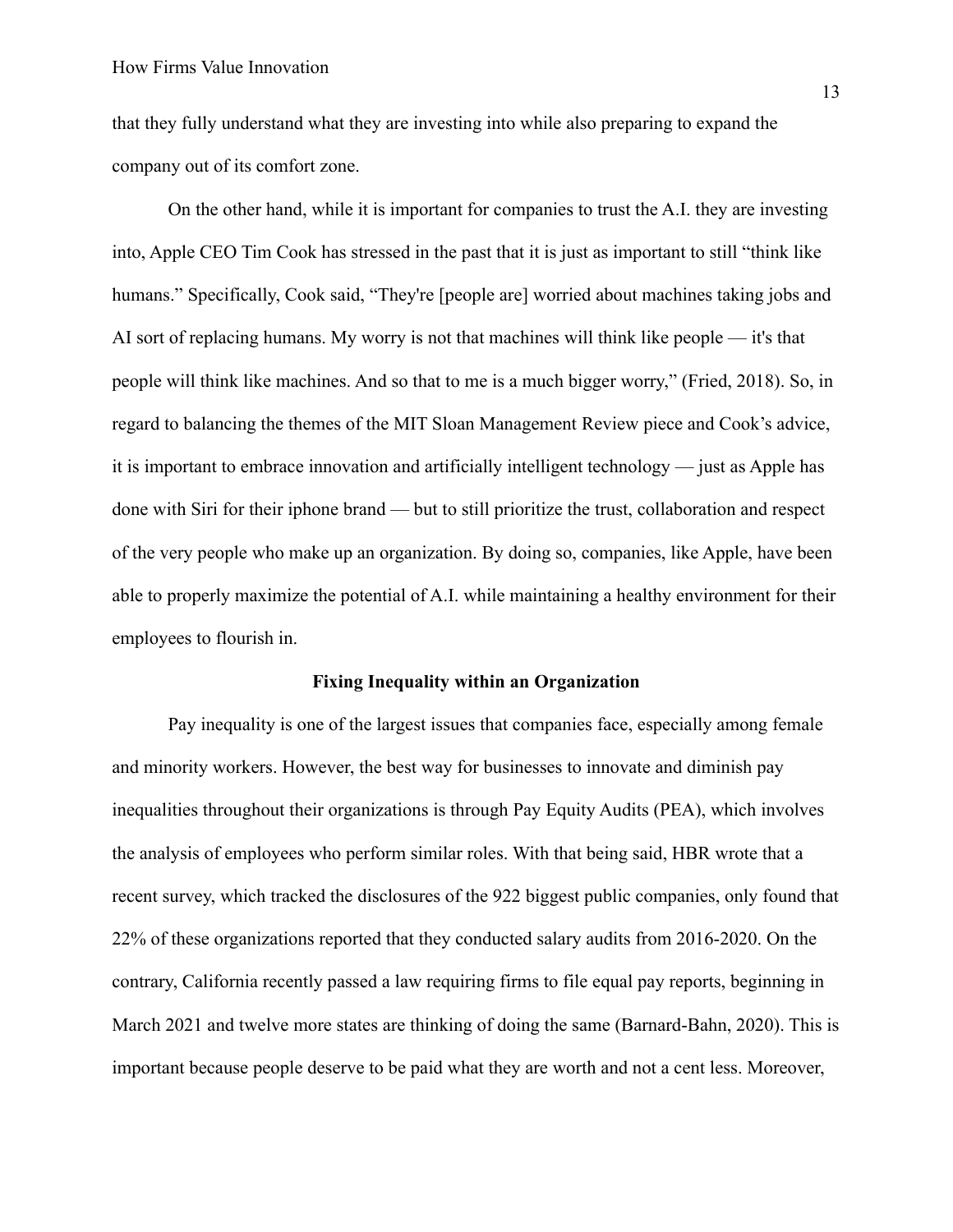that they fully understand what they are investing into while also preparing to expand the company out of its comfort zone.

On the other hand, while it is important for companies to trust the A.I. they are investing into, Apple CEO Tim Cook has stressed in the past that it is just as important to still "think like humans." Specifically, Cook said, "They're [people are] worried about machines taking jobs and AI sort of replacing humans. My worry is not that machines will think like people — it's that people will think like machines. And so that to me is a much bigger worry," (Fried, 2018). So, in regard to balancing the themes of the MIT Sloan Management Review piece and Cook's advice, it is important to embrace innovation and artificially intelligent technology — just as Apple has done with Siri for their iphone brand — but to still prioritize the trust, collaboration and respect of the very people who make up an organization. By doing so, companies, like Apple, have been able to properly maximize the potential of A.I. while maintaining a healthy environment for their employees to flourish in.

## Fixing Inequality within an Organization

Pay inequality is one of the largest issues that companies face, especially among female and minority workers. However, the best way for businesses to innovate and diminish pay inequalities throughout their organizations is through Pay Equity Audits (PEA), which involves the analysis of employees who perform similar roles. With that being said, HBR wrote that a recent survey, which tracked the disclosures of the 922 biggest public companies, only found that 22% of these organizations reported that they conducted salary audits from 2016-2020. On the contrary, California recently passed a law requiring firms to file equal pay reports, beginning in March 2021 and twelve more states are thinking of doing the same (Barnard-Bahn, 2020). This is important because people deserve to be paid what they are worth and not a cent less. Moreover,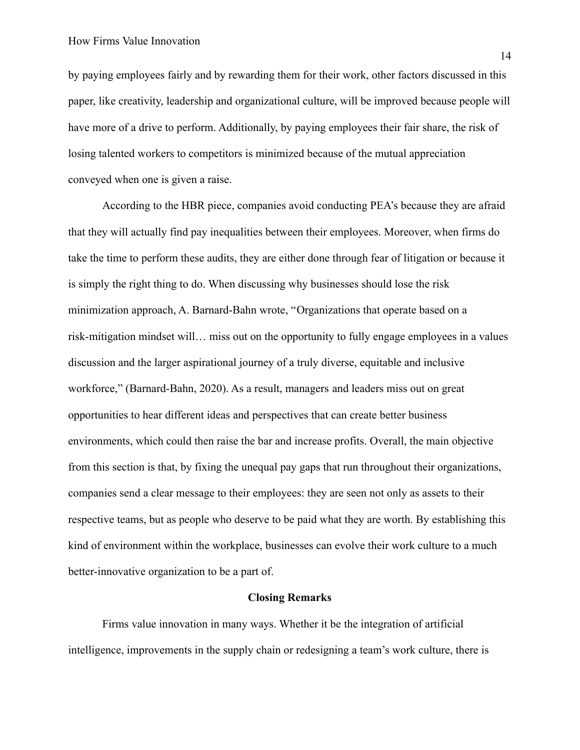by paying employees fairly and by rewarding them for their work, other factors discussed in this paper, like creativity, leadership and organizational culture, will be improved because people will have more of a drive to perform. Additionally, by paying employees their fair share, the risk of losing talented workers to competitors is minimized because of the mutual appreciation conveyed when one is given a raise.

According to the HBR piece, companies avoid conducting PEA's because they are afraid that they will actually find pay inequalities between their employees. Moreover, when firms do take the time to perform these audits, they are either done through fear of litigation or because it is simply the right thing to do. When discussing why businesses should lose the risk minimization approach, A. Barnard-Bahn wrote, "Organizations that operate based on a risk-mitigation mindset will… miss out on the opportunity to fully engage employees in a values discussion and the larger aspirational journey of a truly diverse, equitable and inclusive workforce," (Barnard-Bahn, 2020). As a result, managers and leaders miss out on great opportunities to hear different ideas and perspectives that can create better business environments, which could then raise the bar and increase profits. Overall, the main objective from this section is that, by fixing the unequal pay gaps that run throughout their organizations, companies send a clear message to their employees: they are seen not only as assets to their respective teams, but as people who deserve to be paid what they are worth. By establishing this kind of environment within the workplace, businesses can evolve their work culture to a much better-innovative organization to be a part of.

## Closing Remarks

Firms value innovation in many ways. Whether it be the integration of artificial intelligence, improvements in the supply chain or redesigning a team's work culture, there is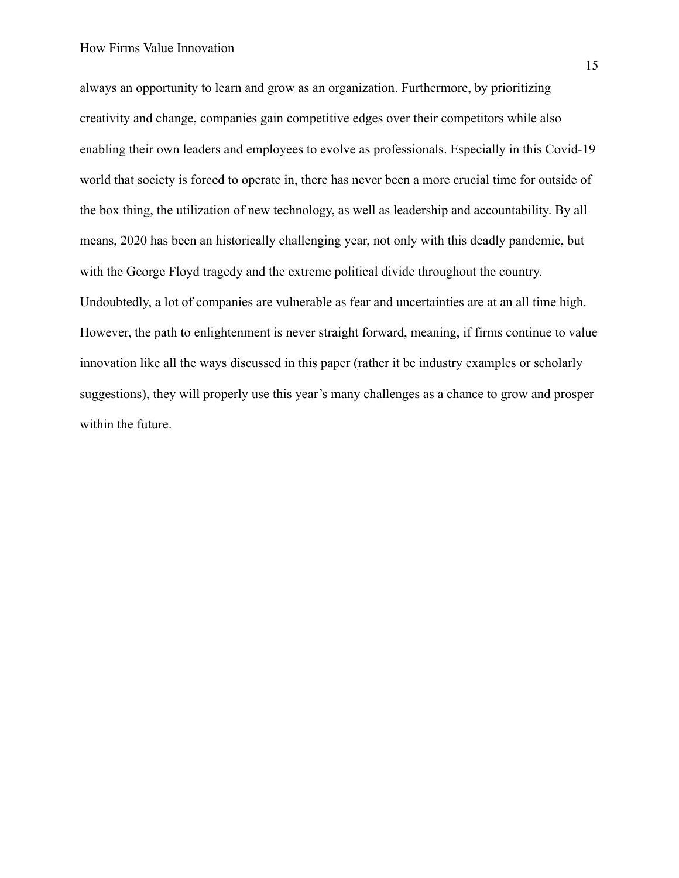always an opportunity to learn and grow as an organization. Furthermore, by prioritizing creativity and change, companies gain competitive edges over their competitors while also enabling their own leaders and employees to evolve as professionals. Especially in this Covid-19 world that society is forced to operate in, there has never been a more crucial time for outside of the box thing, the utilization of new technology, as well as leadership and accountability. By all means, 2020 has been an historically challenging year, not only with this deadly pandemic, but with the George Floyd tragedy and the extreme political divide throughout the country. Undoubtedly, a lot of companies are vulnerable as fear and uncertainties are at an all time high. However, the path to enlightenment is never straight forward, meaning, if firms continue to value innovation like all the ways discussed in this paper (rather it be industry examples or scholarly suggestions), they will properly use this year's many challenges as a chance to grow and prosper within the future.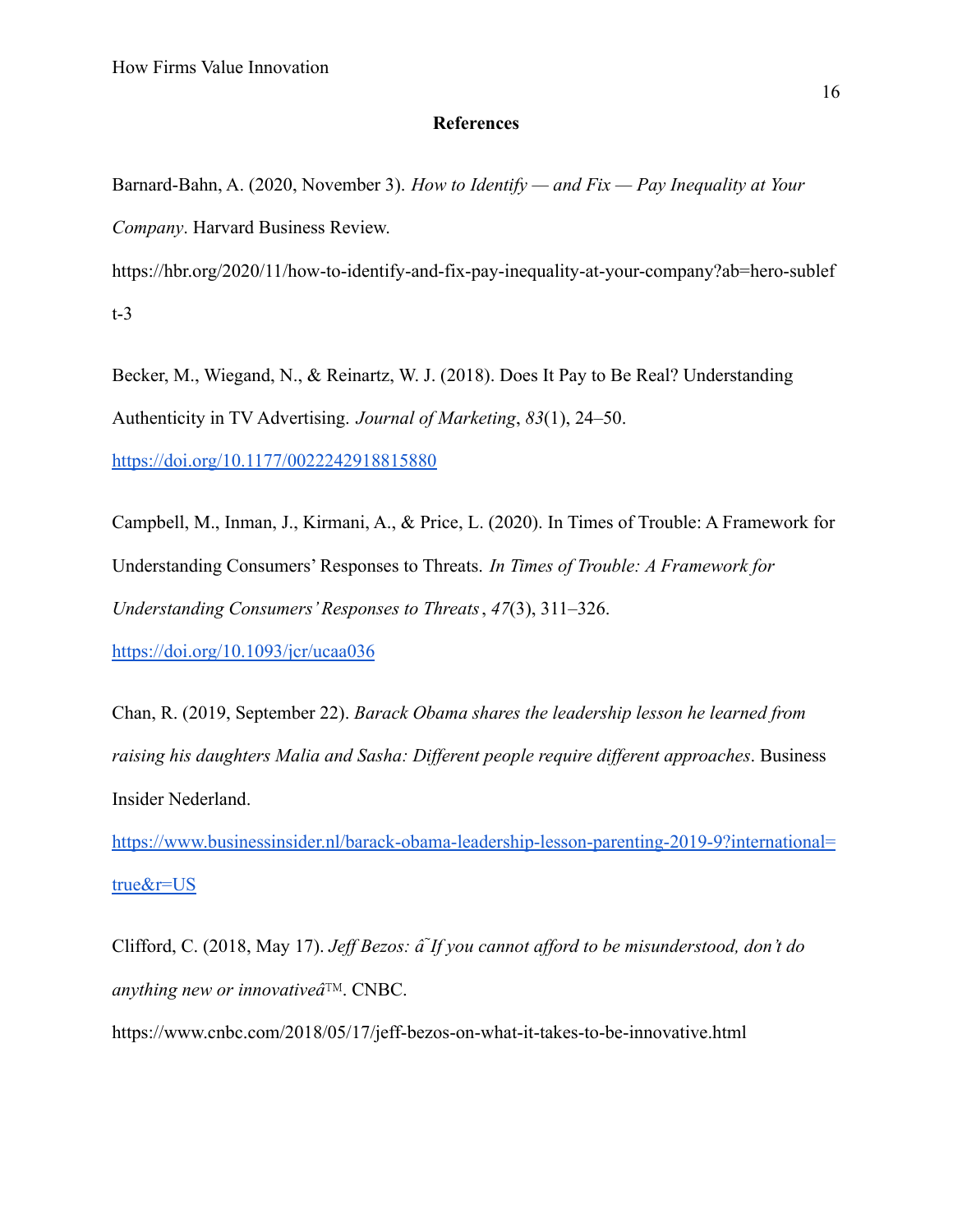# References

Barnard-Bahn, A. (2020, November 3). *How to Identify — and Fix — Pay Inequality at Your Company*. Harvard Business Review. https://hbr.org/2020/11/how-to-identify-and-fix-pay-inequality-at-your-company?ab=hero-subleft-3

Becker, M., Wiegand, N., & Reinartz, W. J. (2018). Does It Pay to Be Real? Understanding Authenticity in TV Advertising. *Journal of Marketing*, *83*(1), 24–50. https://doi.org/10.1177/0022242918815880

Campbell, M., Inman, J., Kirmani, A., & Price, L. (2020). In Times of Trouble: A Framework for Understanding Consumers' Responses to Threats. *In Times of Trouble: A Framework for Understanding Consumers' Responses to Threats*, *47*(3), 311–326. https://doi.org/10.1093/jcr/ucaa036

Chan, R. (2019, September 22). *Barack Obama shares the leadership lesson he learned from raising his daughters Malia and Sasha: Different people require different approaches*. Business Insider Nederland. https://www.businessinsider.nl/barack-obama-leadership-lesson-parenting-2019-9?international=true&r=US

Clifford, C. (2018, May 17). *Jeff Bezos: â˜If you cannot afford to be misunderstood, don't do anything new or innovativeâ™*. CNBC. https://www.cnbc.com/2018/05/17/jeff-bezos-on-what-it-takes-to-be-innovative.html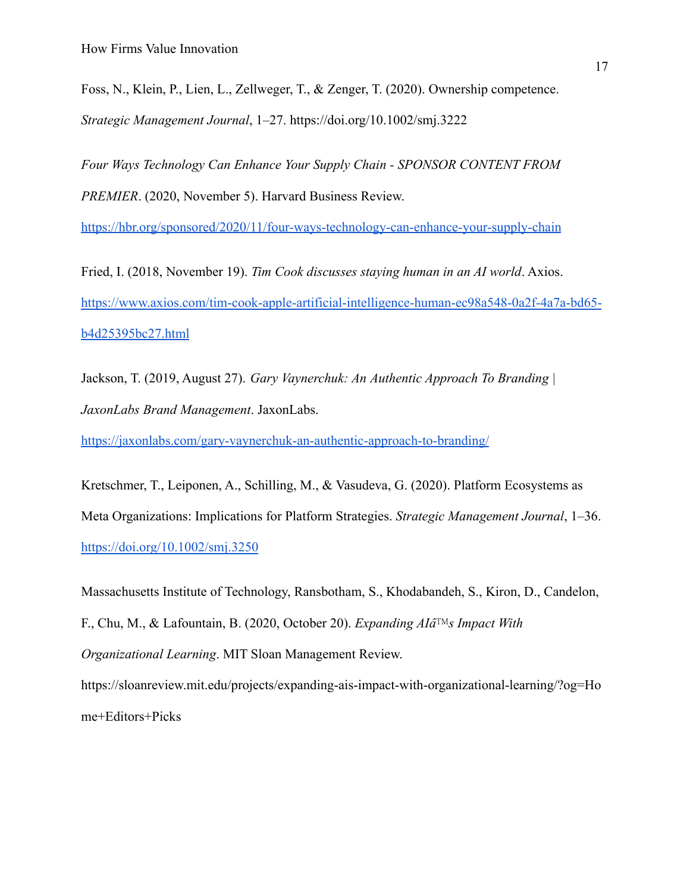Foss, N., Klein, P., Lien, L., Zellweger, T., & Zenger, T. (2020). Ownership competence. *Strategic Management Journal*, 1–27. https://doi.org/10.1002/smj.3222

*Four Ways Technology Can Enhance Your Supply Chain - SPONSOR CONTENT FROM PREMIER*. (2020, November 5). Harvard Business Review. https://hbr.org/sponsored/2020/11/four-ways-technology-can-enhance-your-supply-chain

Fried, I. (2018, November 19). *Tim Cook discusses staying human in an AI world*. Axios. https://www.axios.com/tim-cook-apple-artificial-intelligence-human-ec98a548-0a2f-4a7a-bd65-b4d25395bc27.html

Jackson, T. (2019, August 27). *Gary Vaynerchuk: An Authentic Approach To Branding | JaxonLabs Brand Management*. JaxonLabs. https://jaxonlabs.com/gary-vaynerchuk-an-authentic-approach-to-branding/

Kretschmer, T., Leiponen, A., Schilling, M., & Vasudeva, G. (2020). Platform Ecosystems as Meta Organizations: Implications for Platform Strategies. *Strategic Management Journal*, 1–36. https://doi.org/10.1002/smj.3250

Massachusetts Institute of Technology, Ransbotham, S., Khodabandeh, S., Kiron, D., Candelon, F., Chu, M., & Lafountain, B. (2020, October 20). *Expanding AIâ™s Impact With Organizational Learning*. MIT Sloan Management Review. https://sloanreview.mit.edu/projects/expanding-ais-impact-with-organizational-learning/?og=Home+Editors+Picks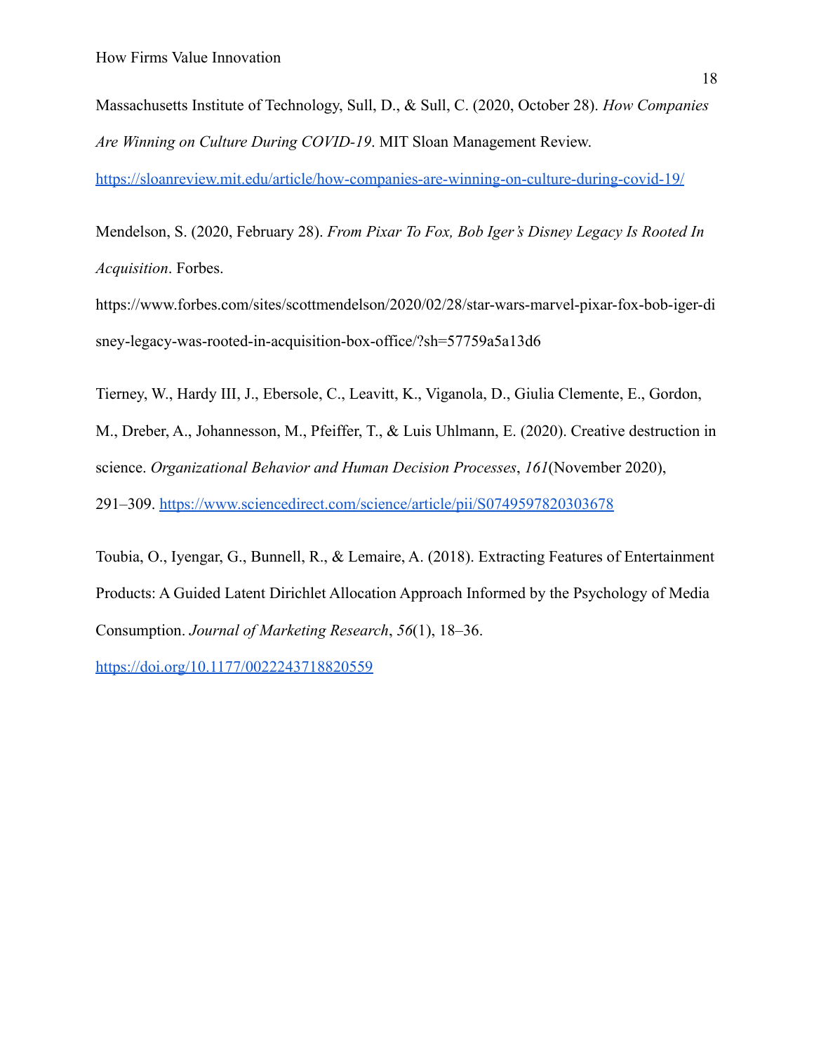Massachusetts Institute of Technology, Sull, D., & Sull, C. (2020, October 28). *How Companies Are Winning on Culture During COVID-19*. MIT Sloan Management Review. https://sloanreview.mit.edu/article/how-companies-are-winning-on-culture-during-covid-19/

Mendelson, S. (2020, February 28). *From Pixar To Fox, Bob Iger's Disney Legacy Is Rooted In Acquisition*. Forbes. https://www.forbes.com/sites/scottmendelson/2020/02/28/star-wars-marvel-pixar-fox-bob-iger-disney-legacy-was-rooted-in-acquisition-box-office/?sh=57759a5a13d6

Tierney, W., Hardy III, J., Ebersole, C., Leavitt, K., Viganola, D., Giulia Clemente, E., Gordon, M., Dreber, A., Johannesson, M., Pfeiffer, T., & Luis Uhlmann, E. (2020). Creative destruction in science. *Organizational Behavior and Human Decision Processes*, *161*(November 2020), 291–309. https://www.sciencedirect.com/science/article/pii/S0749597820303678

Toubia, O., Iyengar, G., Bunnell, R., & Lemaire, A. (2018). Extracting Features of Entertainment Products: A Guided Latent Dirichlet Allocation Approach Informed by the Psychology of Media Consumption. *Journal of Marketing Research*, *56*(1), 18–36. https://doi.org/10.1177/0022243718820559